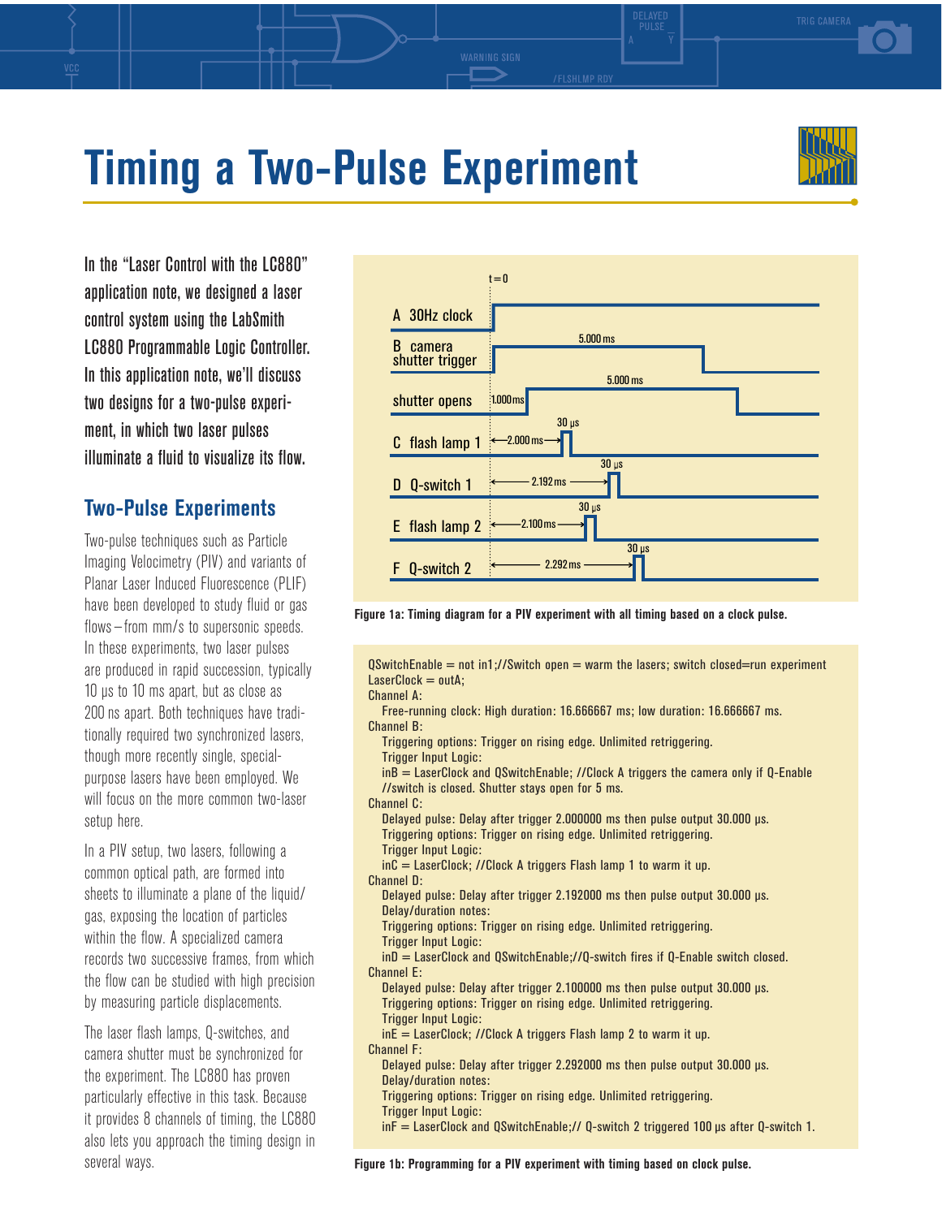# Timing a Two-Pulse Experiment

In the "Laser Control with the LC880" application note, we designed a laser control system using the LabSmith LC880 Programmable Logic Controller. In this application note, we'll discuss two designs for a two-pulse experiment, in which two laser pulses illuminate a fluid to visualize its flow.

## Two-Pulse Experiments

Two-pulse techniques such as Particle Imaging Velocimetry (PIV) and variants of Planar Laser Induced Fluorescence (PLIF) have been developed to study fluid or gas flows—from mm/s to supersonic speeds. In these experiments, two laser pulses are produced in rapid succession, typically 10 µs to 10 ms apart, but as close as 200 ns apart. Both techniques have traditionally required two synchronized lasers, though more recently single, special-purpose lasers have been employed. We will focus on the more common two-laser setup here.

In a PIV setup, two lasers, following a common optical path, are formed into sheets to illuminate a plane of the liquid/gas, exposing the location of particles within the flow. A specialized camera records two successive frames, from which the flow can be studied with high precision by measuring particle displacements.

The laser flash lamps, Q-switches, and camera shutter must be synchronized for the experiment. The LC880 has proven particularly effective in this task. Because it provides 8 channels of timing, the LC880 also lets you approach the timing design in several ways.

t=0

A 30Hz clock

B camera shutter trigger — 5.000 ms

shutter opens — 1.000 ms, 5.000 ms

C flash lamp 1 — 2.000 ms, 30 µs

D Q-switch 1 — 2.192 ms, 30 µs

E flash lamp 2 — 2.100 ms, 30 µs

F Q-switch 2 — 2.292 ms, 30 µs

**Figure 1a: Timing diagram for a PIV experiment with all timing based on a clock pulse.**

```
QSwitchEnable = not in1;//Switch open = warm the lasers; switch closed=run experiment
LaserClock = outA;
Channel A:
   Free-running clock: High duration: 16.666667 ms; low duration: 16.666667 ms.
Channel B:
   Triggering options: Trigger on rising edge. Unlimited retriggering.
   Trigger Input Logic:
   inB = LaserClock and QSwitchEnable; //Clock A triggers the camera only if Q-Enable
   //switch is closed. Shutter stays open for 5 ms.
Channel C:
   Delayed pulse: Delay after trigger 2.000000 ms then pulse output 30.000 µs.
   Triggering options: Trigger on rising edge. Unlimited retriggering.
   Trigger Input Logic:
   inC = LaserClock; //Clock A triggers Flash lamp 1 to warm it up.
Channel D:
   Delayed pulse: Delay after trigger 2.192000 ms then pulse output 30.000 µs.
   Delay/duration notes:
   Triggering options: Trigger on rising edge. Unlimited retriggering.
   Trigger Input Logic:
   inD = LaserClock and QSwitchEnable;//Q-switch fires if Q-Enable switch closed.
Channel E:
   Delayed pulse: Delay after trigger 2.100000 ms then pulse output 30.000 µs.
   Triggering options: Trigger on rising edge. Unlimited retriggering.
   Trigger Input Logic:
   inE = LaserClock; //Clock A triggers Flash lamp 2 to warm it up.
Channel F:
   Delayed pulse: Delay after trigger 2.292000 ms then pulse output 30.000 µs.
   Delay/duration notes:
   Triggering options: Trigger on rising edge. Unlimited retriggering.
   Trigger Input Logic:
   inF = LaserClock and QSwitchEnable;// Q-switch 2 triggered 100 µs after Q-switch 1.
```

**Figure 1b: Programming for a PIV experiment with timing based on clock pulse.**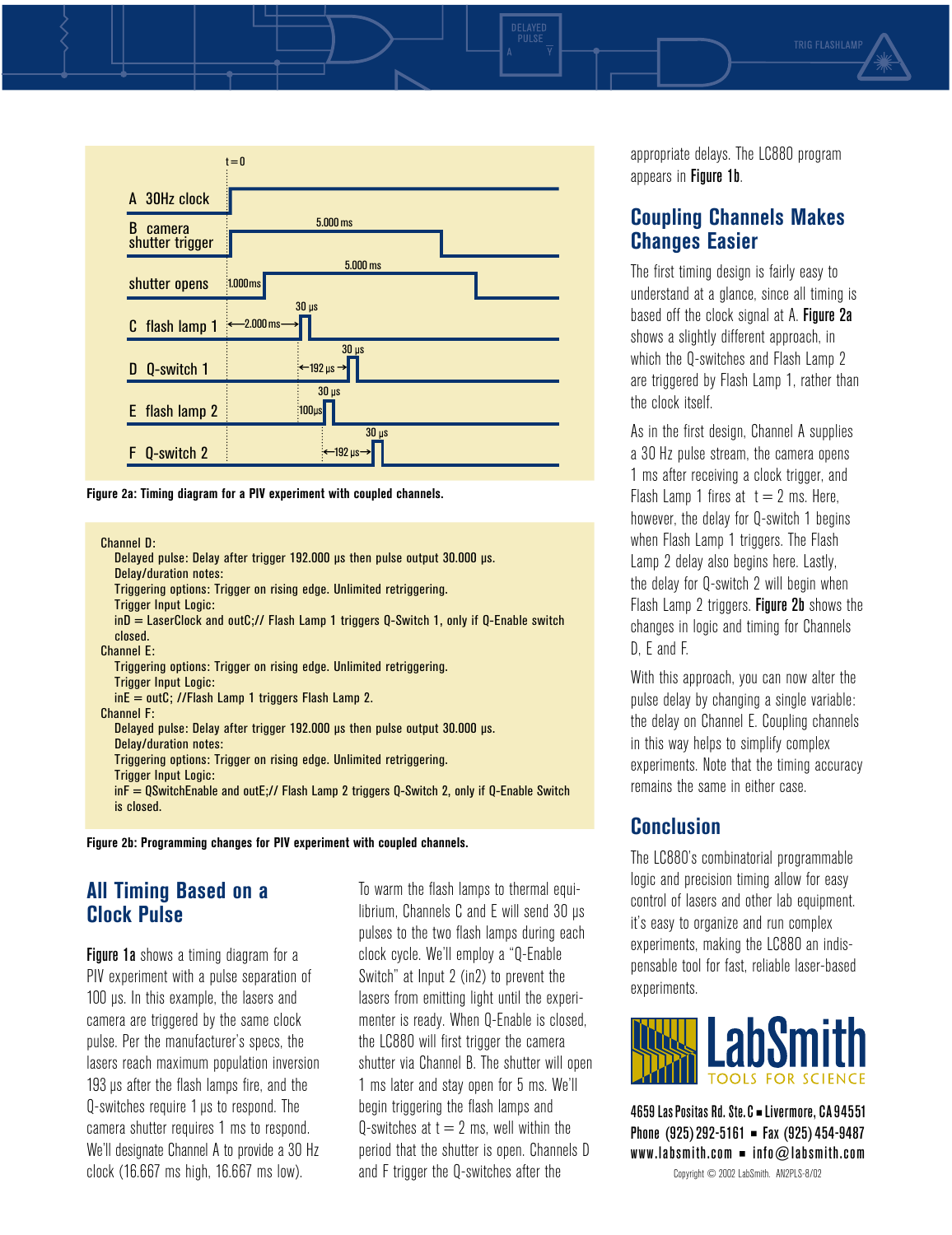t=0

A 30Hz clock

B camera shutter trigger

5.000 ms

shutter opens

1.000ms

5.000 ms

C flash lamp 1

2.000 ms

30 µs

D Q-switch 1

192 µs

30 µs

E flash lamp 2

100µs

30 µs

F Q-switch 2

192 µs

30 µs

**Figure 2a: Timing diagram for a PIV experiment with coupled channels.**

```
Channel D:
    Delayed pulse: Delay after trigger 192.000 µs then pulse output 30.000 µs.
    Delay/duration notes:
    Triggering options: Trigger on rising edge. Unlimited retriggering.
    Trigger Input Logic:
    inD = LaserClock and outC;// Flash Lamp 1 triggers Q-Switch 1, only if Q-Enable switch
    closed.
Channel E:
    Triggering options: Trigger on rising edge. Unlimited retriggering.
    Trigger Input Logic:
    inE = outC; //Flash Lamp 1 triggers Flash Lamp 2.
Channel F:
    Delayed pulse: Delay after trigger 192.000 µs then pulse output 30.000 µs.
    Delay/duration notes:
    Triggering options: Trigger on rising edge. Unlimited retriggering.
    Trigger Input Logic:
    inF = QSwitchEnable and outE;// Flash Lamp 2 triggers Q-Switch 2, only if Q-Enable Switch
    is closed.
```

**Figure 2b: Programming changes for PIV experiment with coupled channels.**

## All Timing Based on a Clock Pulse

**Figure 1a** shows a timing diagram for a PIV experiment with a pulse separation of 100 µs. In this example, the lasers and camera are triggered by the same clock pulse. Per the manufacturer's specs, the lasers reach maximum population inversion 193 µs after the flash lamps fire, and the Q-switches require 1 µs to respond. The camera shutter requires 1 ms to respond. We'll designate Channel A to provide a 30 Hz clock (16.667 ms high, 16.667 ms low).

To warm the flash lamps to thermal equilibrium, Channels C and E will send 30 µs pulses to the two flash lamps during each clock cycle. We'll employ a "Q-Enable Switch" at Input 2 (in2) to prevent the lasers from emitting light until the experimenter is ready. When Q-Enable is closed, the LC880 will first trigger the camera shutter via Channel B. The shutter will open 1 ms later and stay open for 5 ms. We'll begin triggering the flash lamps and Q-switches at t = 2 ms, well within the period that the shutter is open. Channels D and F trigger the Q-switches after the appropriate delays. The LC880 program appears in **Figure 1b**.

## Coupling Channels Makes Changes Easier

The first timing design is fairly easy to understand at a glance, since all timing is based off the clock signal at A. **Figure 2a** shows a slightly different approach, in which the Q-switches and Flash Lamp 2 are triggered by Flash Lamp 1, rather than the clock itself.

As in the first design, Channel A supplies a 30 Hz pulse stream, the camera opens 1 ms after receiving a clock trigger, and Flash Lamp 1 fires at t = 2 ms. Here, however, the delay for Q-switch 1 begins when Flash Lamp 1 triggers. The Flash Lamp 2 delay also begins here. Lastly, the delay for Q-switch 2 will begin when Flash Lamp 2 triggers. **Figure 2b** shows the changes in logic and timing for Channels D, E and F.

With this approach, you can now alter the pulse delay by changing a single variable: the delay on Channel E. Coupling channels in this way helps to simplify complex experiments. Note that the timing accuracy remains the same in either case.

## Conclusion

The LC880's combinatorial programmable logic and precision timing allow for easy control of lasers and other lab equipment. it's easy to organize and run complex experiments, making the LC880 an indispensable tool for fast, reliable laser-based experiments.

LabSmith
TOOLS FOR SCIENCE

4659 Las Positas Rd. Ste. C ▪ Livermore, CA 94551
Phone (925) 292-5161 ▪ Fax (925) 454-9487
www.labsmith.com ▪ info@labsmith.com

Copyright © 2002 LabSmith. AN2PLS-8/02